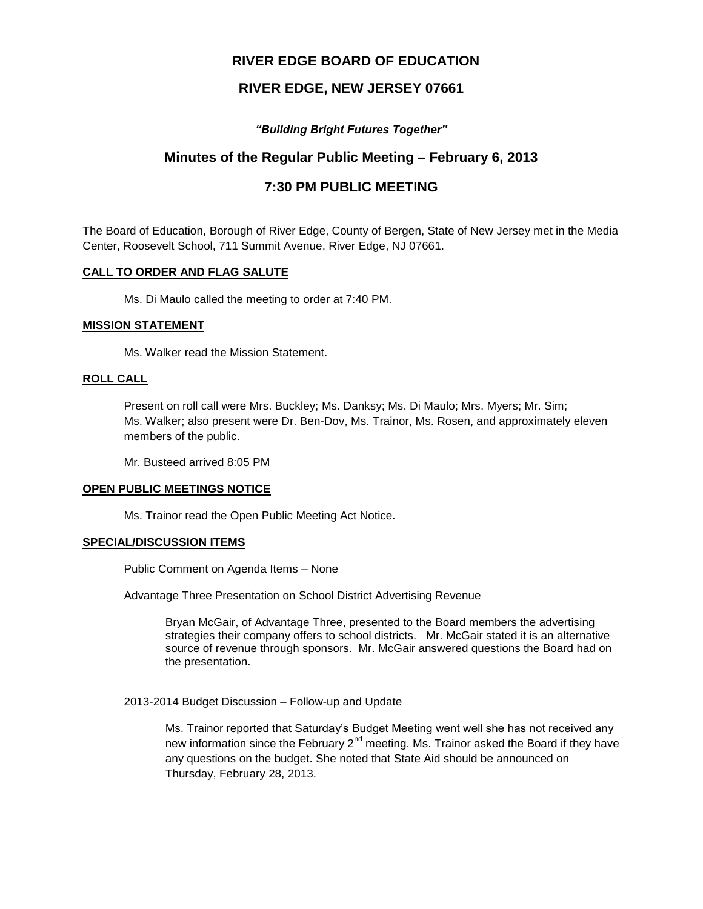# RIVER EDGE BOARD OF EDUCATION

# RIVER EDGE, NEW JERSEY 07661

***"Building Bright Futures Together"***

## Minutes of the Regular Public Meeting – February 6, 2013

## 7:30 PM PUBLIC MEETING

The Board of Education, Borough of River Edge, County of Bergen, State of New Jersey met in the Media Center, Roosevelt School, 711 Summit Avenue, River Edge, NJ 07661.

**CALL TO ORDER AND FLAG SALUTE**

Ms. Di Maulo called the meeting to order at 7:40 PM.

**MISSION STATEMENT**

Ms. Walker read the Mission Statement.

**ROLL CALL**

Present on roll call were Mrs. Buckley; Ms. Danksy; Ms. Di Maulo; Mrs. Myers; Mr. Sim; Ms. Walker; also present were Dr. Ben-Dov, Ms. Trainor, Ms. Rosen, and approximately eleven members of the public.

Mr. Busteed arrived 8:05 PM

**OPEN PUBLIC MEETINGS NOTICE**

Ms. Trainor read the Open Public Meeting Act Notice.

**SPECIAL/DISCUSSION ITEMS**

Public Comment on Agenda Items – None

Advantage Three Presentation on School District Advertising Revenue

Bryan McGair, of Advantage Three, presented to the Board members the advertising strategies their company offers to school districts. Mr. McGair stated it is an alternative source of revenue through sponsors. Mr. McGair answered questions the Board had on the presentation.

2013-2014 Budget Discussion – Follow-up and Update

Ms. Trainor reported that Saturday's Budget Meeting went well she has not received any new information since the February 2nd meeting. Ms. Trainor asked the Board if they have any questions on the budget. She noted that State Aid should be announced on Thursday, February 28, 2013.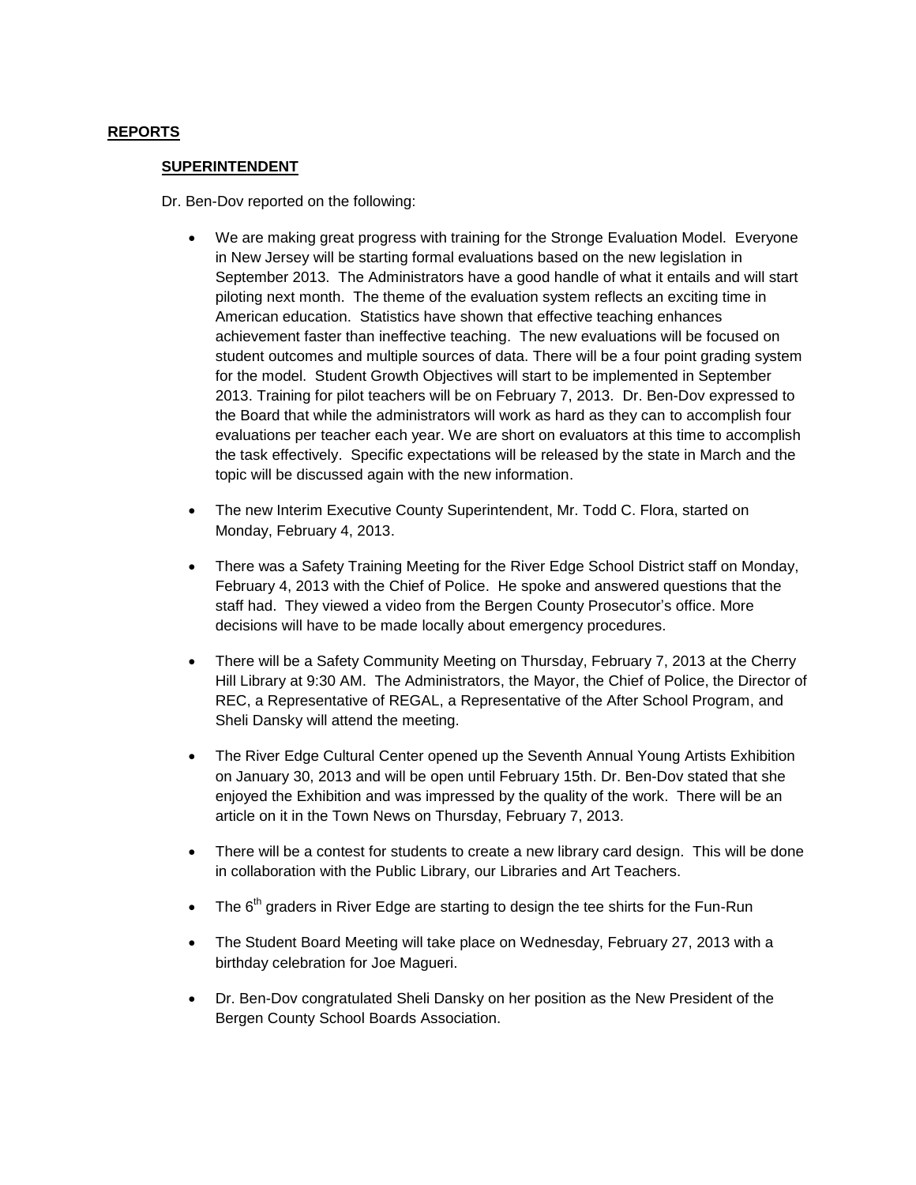## REPORTS

### SUPERINTENDENT

Dr. Ben-Dov reported on the following:

- We are making great progress with training for the Stronge Evaluation Model. Everyone in New Jersey will be starting formal evaluations based on the new legislation in September 2013. The Administrators have a good handle of what it entails and will start piloting next month. The theme of the evaluation system reflects an exciting time in American education. Statistics have shown that effective teaching enhances achievement faster than ineffective teaching. The new evaluations will be focused on student outcomes and multiple sources of data. There will be a four point grading system for the model. Student Growth Objectives will start to be implemented in September 2013. Training for pilot teachers will be on February 7, 2013. Dr. Ben-Dov expressed to the Board that while the administrators will work as hard as they can to accomplish four evaluations per teacher each year. We are short on evaluators at this time to accomplish the task effectively. Specific expectations will be released by the state in March and the topic will be discussed again with the new information.

- The new Interim Executive County Superintendent, Mr. Todd C. Flora, started on Monday, February 4, 2013.

- There was a Safety Training Meeting for the River Edge School District staff on Monday, February 4, 2013 with the Chief of Police. He spoke and answered questions that the staff had. They viewed a video from the Bergen County Prosecutor's office. More decisions will have to be made locally about emergency procedures.

- There will be a Safety Community Meeting on Thursday, February 7, 2013 at the Cherry Hill Library at 9:30 AM. The Administrators, the Mayor, the Chief of Police, the Director of REC, a Representative of REGAL, a Representative of the After School Program, and Sheli Dansky will attend the meeting.

- The River Edge Cultural Center opened up the Seventh Annual Young Artists Exhibition on January 30, 2013 and will be open until February 15th. Dr. Ben-Dov stated that she enjoyed the Exhibition and was impressed by the quality of the work. There will be an article on it in the Town News on Thursday, February 7, 2013.

- There will be a contest for students to create a new library card design. This will be done in collaboration with the Public Library, our Libraries and Art Teachers.

- The 6th graders in River Edge are starting to design the tee shirts for the Fun-Run

- The Student Board Meeting will take place on Wednesday, February 27, 2013 with a birthday celebration for Joe Magueri.

- Dr. Ben-Dov congratulated Sheli Dansky on her position as the New President of the Bergen County School Boards Association.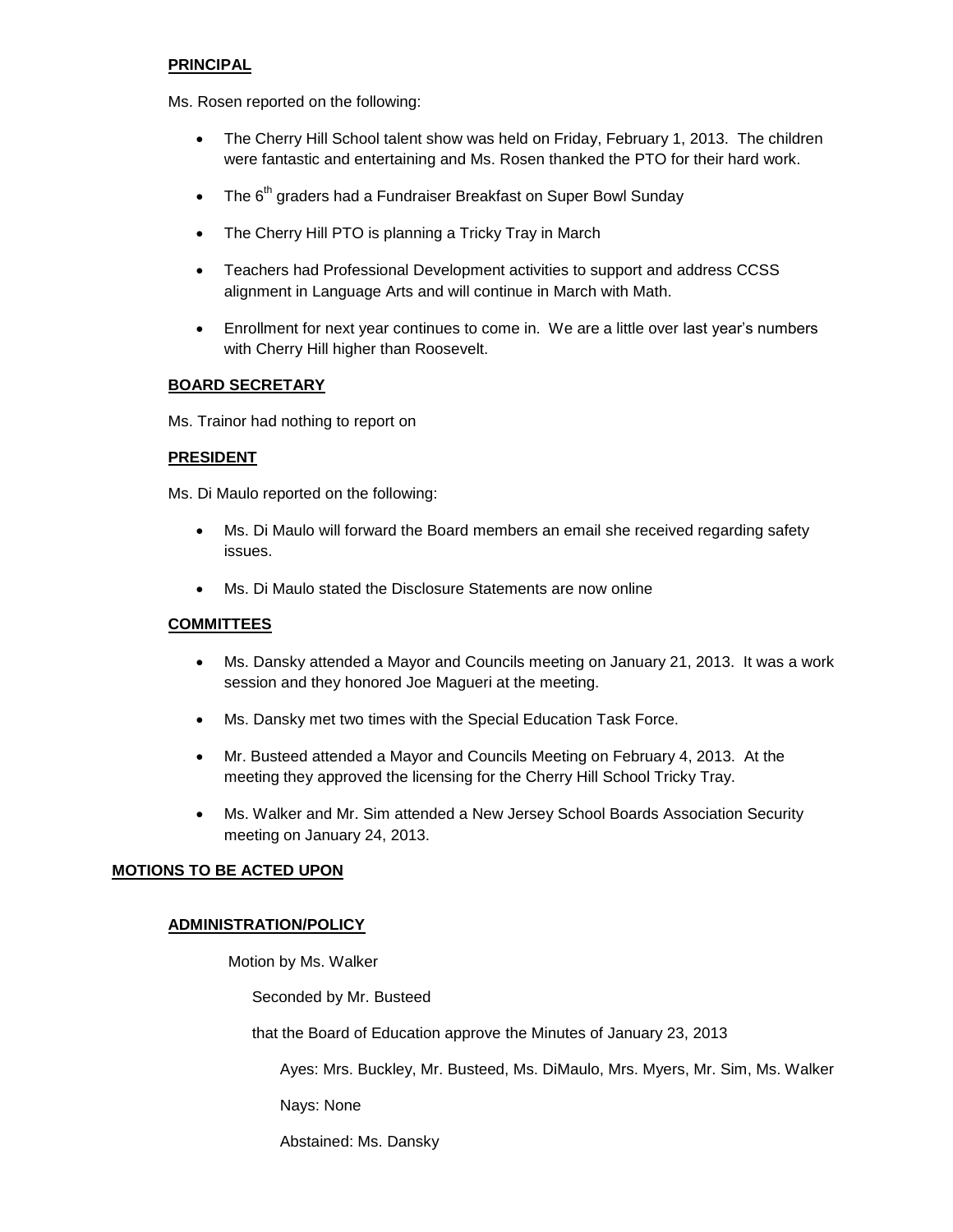**PRINCIPAL**

Ms. Rosen reported on the following:

- The Cherry Hill School talent show was held on Friday, February 1, 2013. The children were fantastic and entertaining and Ms. Rosen thanked the PTO for their hard work.
- The 6th graders had a Fundraiser Breakfast on Super Bowl Sunday
- The Cherry Hill PTO is planning a Tricky Tray in March
- Teachers had Professional Development activities to support and address CCSS alignment in Language Arts and will continue in March with Math.
- Enrollment for next year continues to come in. We are a little over last year's numbers with Cherry Hill higher than Roosevelt.

**BOARD SECRETARY**

Ms. Trainor had nothing to report on

**PRESIDENT**

Ms. Di Maulo reported on the following:

- Ms. Di Maulo will forward the Board members an email she received regarding safety issues.
- Ms. Di Maulo stated the Disclosure Statements are now online

**COMMITTEES**

- Ms. Dansky attended a Mayor and Councils meeting on January 21, 2013. It was a work session and they honored Joe Magueri at the meeting.
- Ms. Dansky met two times with the Special Education Task Force.
- Mr. Busteed attended a Mayor and Councils Meeting on February 4, 2013. At the meeting they approved the licensing for the Cherry Hill School Tricky Tray.
- Ms. Walker and Mr. Sim attended a New Jersey School Boards Association Security meeting on January 24, 2013.

## MOTIONS TO BE ACTED UPON

**ADMINISTRATION/POLICY**

Motion by Ms. Walker

Seconded by Mr. Busteed

that the Board of Education approve the Minutes of January 23, 2013

Ayes: Mrs. Buckley, Mr. Busteed, Ms. DiMaulo, Mrs. Myers, Mr. Sim, Ms. Walker

Nays: None

Abstained: Ms. Dansky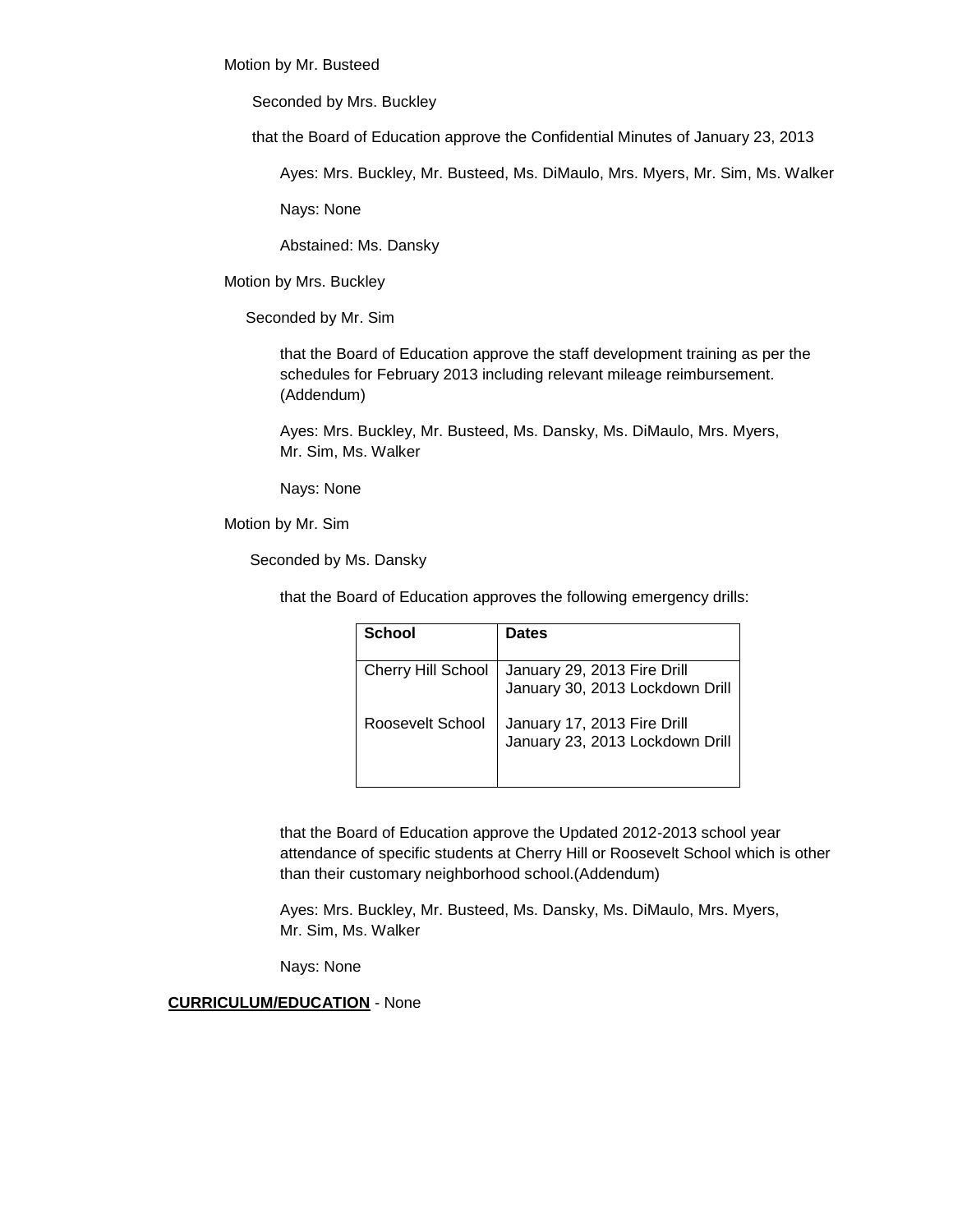Motion by Mr. Busteed

Seconded by Mrs. Buckley

that the Board of Education approve the Confidential Minutes of January 23, 2013

Ayes: Mrs. Buckley, Mr. Busteed, Ms. DiMaulo, Mrs. Myers, Mr. Sim, Ms. Walker

Nays: None

Abstained: Ms. Dansky

Motion by Mrs. Buckley

Seconded by Mr. Sim

that the Board of Education approve the staff development training as per the schedules for February 2013 including relevant mileage reimbursement. (Addendum)

Ayes: Mrs. Buckley, Mr. Busteed, Ms. Dansky, Ms. DiMaulo, Mrs. Myers, Mr. Sim, Ms. Walker

Nays: None

Motion by Mr. Sim

Seconded by Ms. Dansky

that the Board of Education approves the following emergency drills:

| **School** | **Dates** |
|---|---|
| Cherry Hill School | January 29, 2013 Fire Drill<br>January 30, 2013 Lockdown Drill |
| Roosevelt School | January 17, 2013 Fire Drill<br>January 23, 2013 Lockdown Drill |

that the Board of Education approve the Updated 2012-2013 school year attendance of specific students at Cherry Hill or Roosevelt School which is other than their customary neighborhood school.(Addendum)

Ayes: Mrs. Buckley, Mr. Busteed, Ms. Dansky, Ms. DiMaulo, Mrs. Myers, Mr. Sim, Ms. Walker

Nays: None

**CURRICULUM/EDUCATION** - None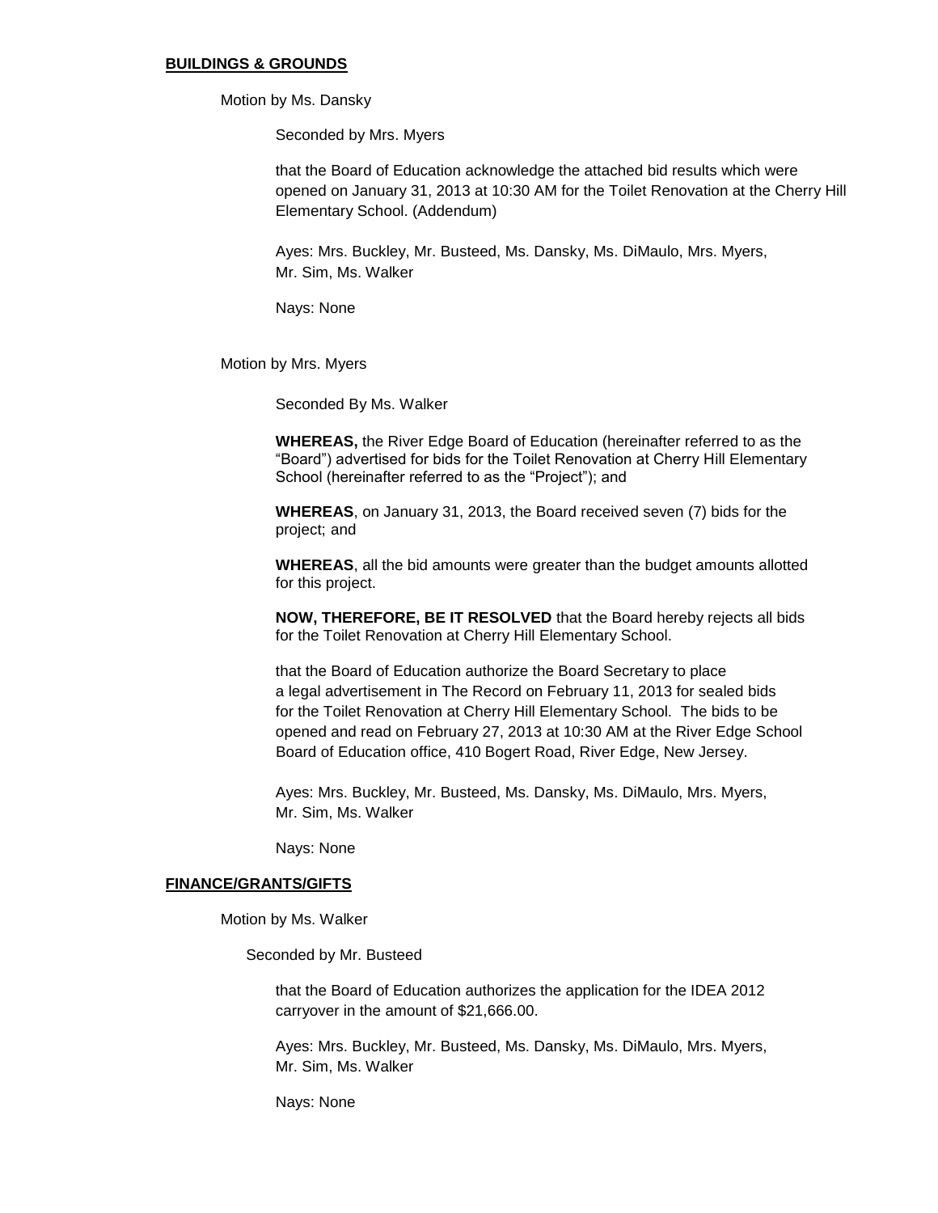**BUILDINGS & GROUNDS**

Motion by Ms. Dansky

Seconded by Mrs. Myers

that the Board of Education acknowledge the attached bid results which were opened on January 31, 2013 at 10:30 AM for the Toilet Renovation at the Cherry Hill Elementary School. (Addendum)

Ayes: Mrs. Buckley, Mr. Busteed, Ms. Dansky, Ms. DiMaulo, Mrs. Myers, Mr. Sim, Ms. Walker

Nays: None

Motion by Mrs. Myers

Seconded By Ms. Walker

**WHEREAS,** the River Edge Board of Education (hereinafter referred to as the "Board") advertised for bids for the Toilet Renovation at Cherry Hill Elementary School (hereinafter referred to as the "Project"); and

**WHEREAS**, on January 31, 2013, the Board received seven (7) bids for the project; and

**WHEREAS**, all the bid amounts were greater than the budget amounts allotted for this project.

**NOW, THEREFORE, BE IT RESOLVED** that the Board hereby rejects all bids for the Toilet Renovation at Cherry Hill Elementary School.

that the Board of Education authorize the Board Secretary to place a legal advertisement in The Record on February 11, 2013 for sealed bids for the Toilet Renovation at Cherry Hill Elementary School. The bids to be opened and read on February 27, 2013 at 10:30 AM at the River Edge School Board of Education office, 410 Bogert Road, River Edge, New Jersey.

Ayes: Mrs. Buckley, Mr. Busteed, Ms. Dansky, Ms. DiMaulo, Mrs. Myers, Mr. Sim, Ms. Walker

Nays: None

**FINANCE/GRANTS/GIFTS**

Motion by Ms. Walker

Seconded by Mr. Busteed

that the Board of Education authorizes the application for the IDEA 2012 carryover in the amount of $21,666.00.

Ayes: Mrs. Buckley, Mr. Busteed, Ms. Dansky, Ms. DiMaulo, Mrs. Myers, Mr. Sim, Ms. Walker

Nays: None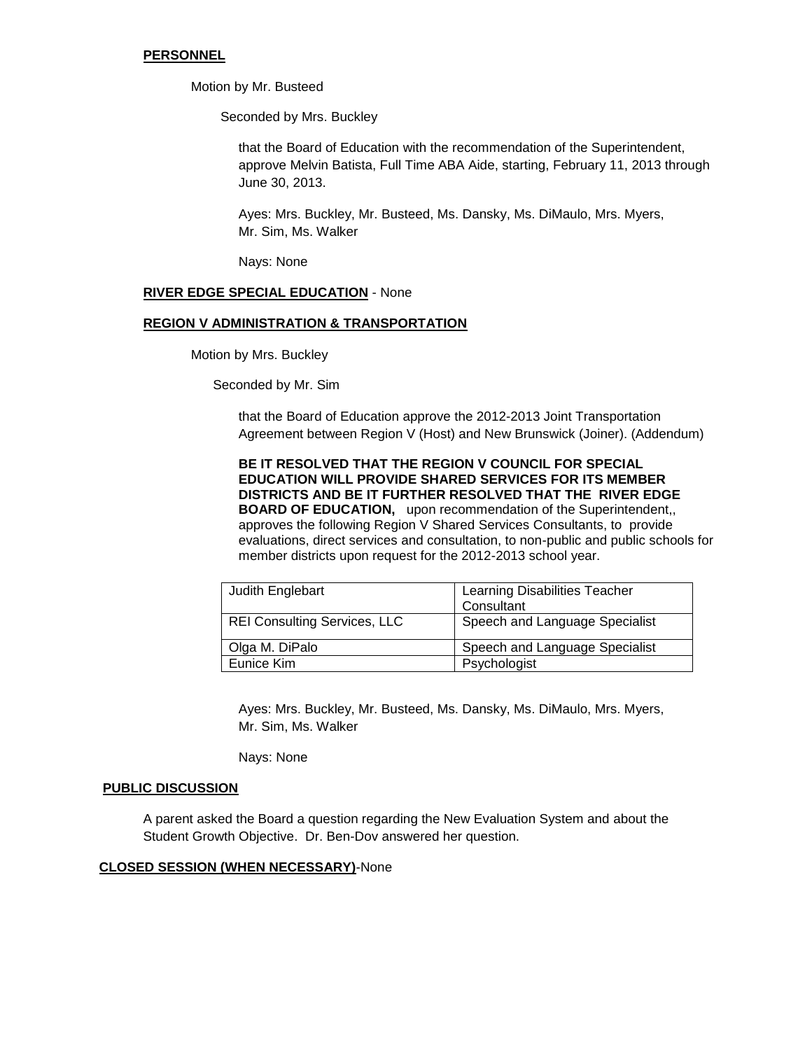**PERSONNEL**

Motion by Mr. Busteed

Seconded by Mrs. Buckley

that the Board of Education with the recommendation of the Superintendent, approve Melvin Batista, Full Time ABA Aide, starting, February 11, 2013 through June 30, 2013.

Ayes: Mrs. Buckley, Mr. Busteed, Ms. Dansky, Ms. DiMaulo, Mrs. Myers, Mr. Sim, Ms. Walker

Nays: None

**RIVER EDGE SPECIAL EDUCATION** - None

**REGION V ADMINISTRATION & TRANSPORTATION**

Motion by Mrs. Buckley

Seconded by Mr. Sim

that the Board of Education approve the 2012-2013 Joint Transportation Agreement between Region V (Host) and New Brunswick (Joiner). (Addendum)

**BE IT RESOLVED THAT THE REGION V COUNCIL FOR SPECIAL EDUCATION WILL PROVIDE SHARED SERVICES FOR ITS MEMBER DISTRICTS AND BE IT FURTHER RESOLVED THAT THE RIVER EDGE BOARD OF EDUCATION,** upon recommendation of the Superintendent,, approves the following Region V Shared Services Consultants, to provide evaluations, direct services and consultation, to non-public and public schools for member districts upon request for the 2012-2013 school year.

| | |
|---|---|
| Judith Englebart | Learning Disabilities Teacher Consultant |
| REI Consulting Services, LLC | Speech and Language Specialist |
| Olga M. DiPalo | Speech and Language Specialist |
| Eunice Kim | Psychologist |

Ayes: Mrs. Buckley, Mr. Busteed, Ms. Dansky, Ms. DiMaulo, Mrs. Myers, Mr. Sim, Ms. Walker

Nays: None

**PUBLIC DISCUSSION**

A parent asked the Board a question regarding the New Evaluation System and about the Student Growth Objective. Dr. Ben-Dov answered her question.

**CLOSED SESSION (WHEN NECESSARY)**-None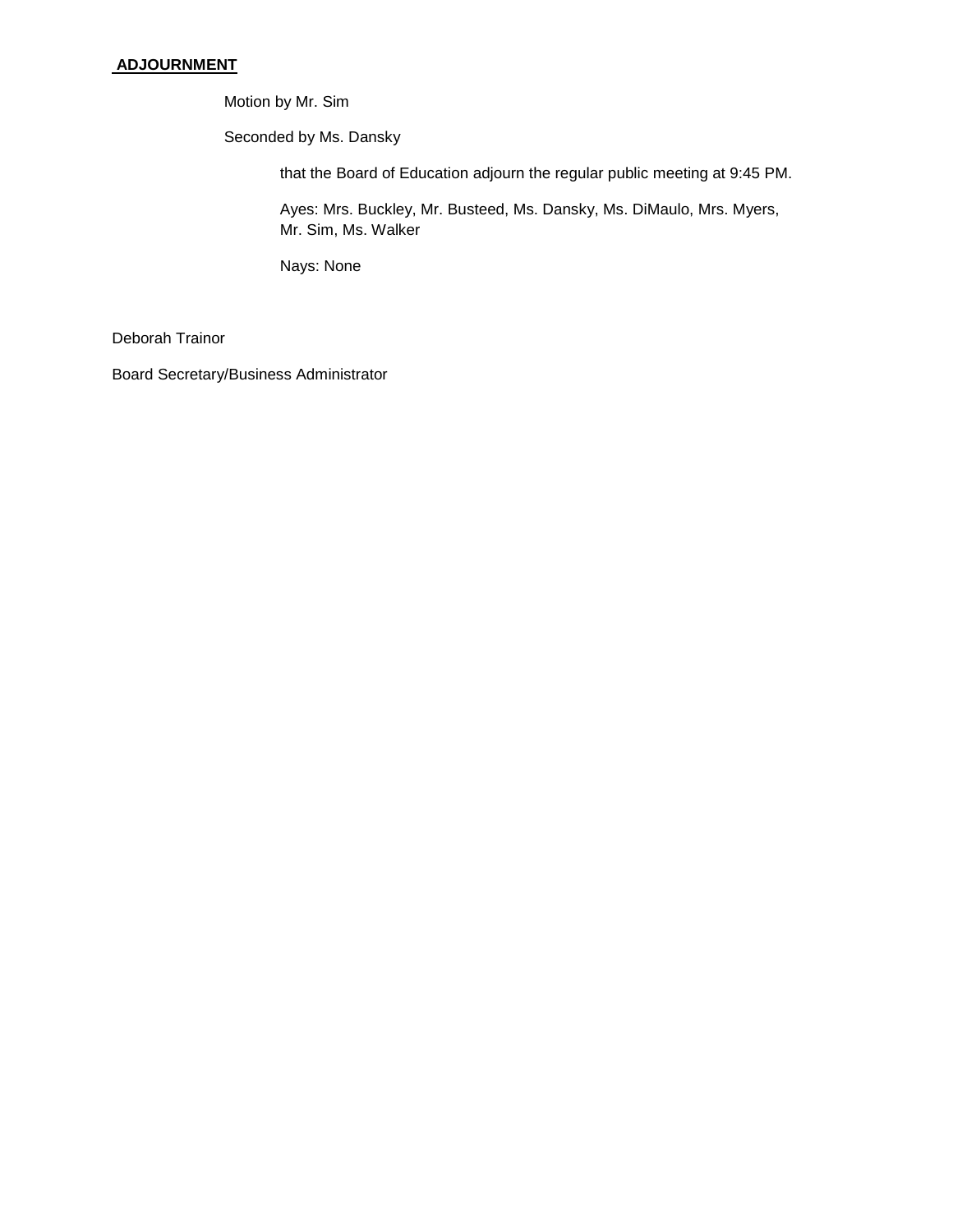**ADJOURNMENT**

Motion by Mr. Sim

Seconded by Ms. Dansky

that the Board of Education adjourn the regular public meeting at 9:45 PM.

Ayes: Mrs. Buckley, Mr. Busteed, Ms. Dansky, Ms. DiMaulo, Mrs. Myers, Mr. Sim, Ms. Walker

Nays: None

Deborah Trainor

Board Secretary/Business Administrator